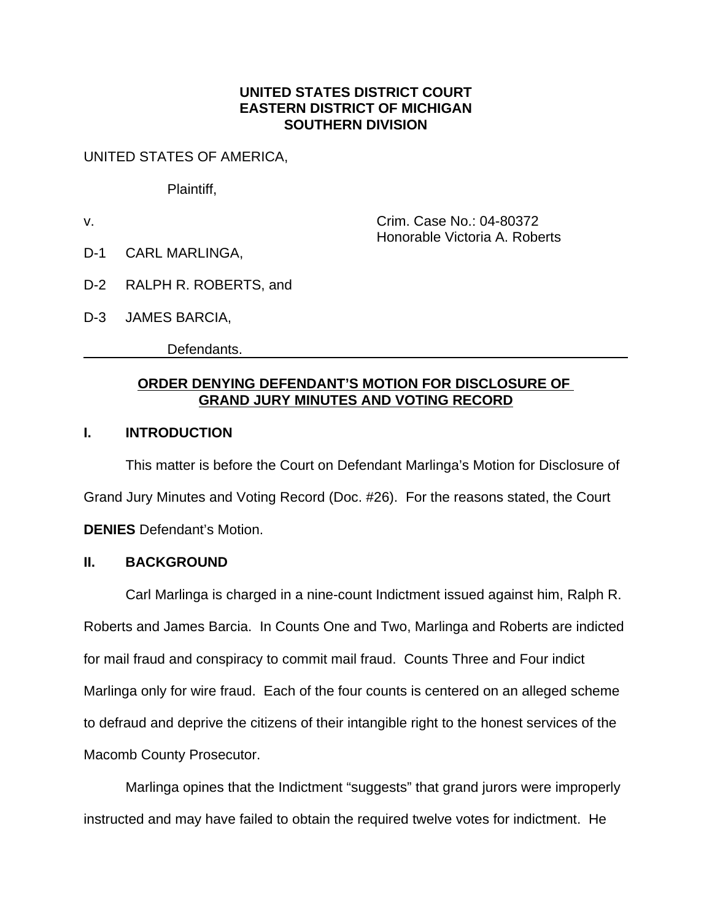**UNITED STATES DISTRICT COURT**
**EASTERN DISTRICT OF MICHIGAN**
**SOUTHERN DIVISION**

UNITED STATES OF AMERICA,

Plaintiff,

v. Crim. Case No.: 04-80372
Honorable Victoria A. Roberts

D-1 CARL MARLINGA,

D-2 RALPH R. ROBERTS, and

D-3 JAMES BARCIA,

Defendants.

---

**ORDER DENYING DEFENDANT'S MOTION FOR DISCLOSURE OF GRAND JURY MINUTES AND VOTING RECORD**

## I. INTRODUCTION

This matter is before the Court on Defendant Marlinga's Motion for Disclosure of Grand Jury Minutes and Voting Record (Doc. #26). For the reasons stated, the Court **DENIES** Defendant's Motion.

## II. BACKGROUND

Carl Marlinga is charged in a nine-count Indictment issued against him, Ralph R. Roberts and James Barcia. In Counts One and Two, Marlinga and Roberts are indicted for mail fraud and conspiracy to commit mail fraud. Counts Three and Four indict Marlinga only for wire fraud. Each of the four counts is centered on an alleged scheme to defraud and deprive the citizens of their intangible right to the honest services of the Macomb County Prosecutor.

Marlinga opines that the Indictment "suggests" that grand jurors were improperly instructed and may have failed to obtain the required twelve votes for indictment. He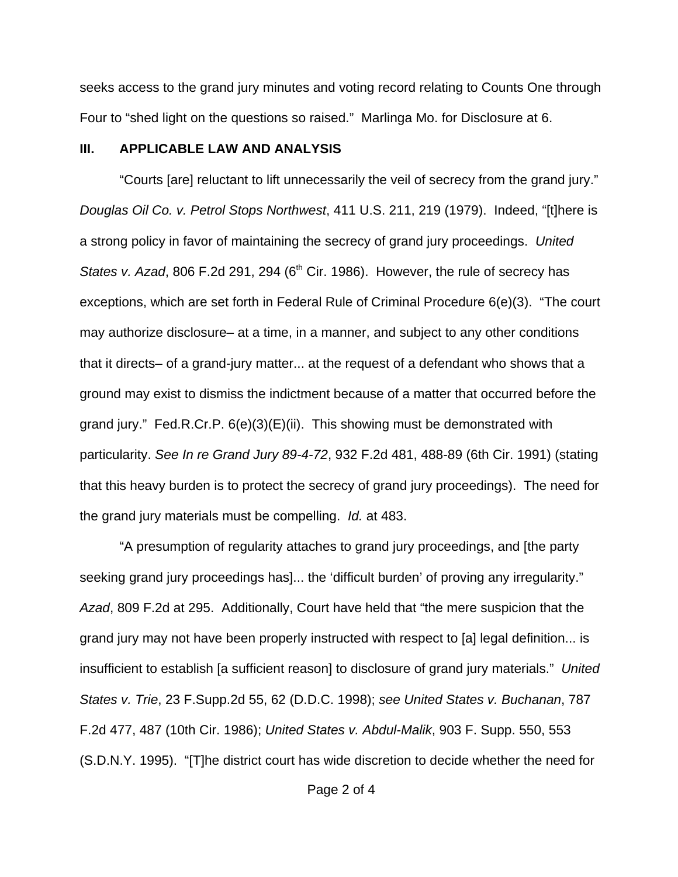seeks access to the grand jury minutes and voting record relating to Counts One through Four to "shed light on the questions so raised." Marlinga Mo. for Disclosure at 6.

### III. APPLICABLE LAW AND ANALYSIS

"Courts [are] reluctant to lift unnecessarily the veil of secrecy from the grand jury." *Douglas Oil Co. v. Petrol Stops Northwest*, 411 U.S. 211, 219 (1979). Indeed, "[t]here is a strong policy in favor of maintaining the secrecy of grand jury proceedings. *United States v. Azad*, 806 F.2d 291, 294 (6th Cir. 1986). However, the rule of secrecy has exceptions, which are set forth in Federal Rule of Criminal Procedure 6(e)(3). "The court may authorize disclosure– at a time, in a manner, and subject to any other conditions that it directs– of a grand-jury matter... at the request of a defendant who shows that a ground may exist to dismiss the indictment because of a matter that occurred before the grand jury." Fed.R.Cr.P. 6(e)(3)(E)(ii). This showing must be demonstrated with particularity. *See In re Grand Jury 89-4-72*, 932 F.2d 481, 488-89 (6th Cir. 1991) (stating that this heavy burden is to protect the secrecy of grand jury proceedings). The need for the grand jury materials must be compelling. *Id.* at 483.

"A presumption of regularity attaches to grand jury proceedings, and [the party seeking grand jury proceedings has]... the 'difficult burden' of proving any irregularity." *Azad*, 809 F.2d at 295. Additionally, Court have held that "the mere suspicion that the grand jury may not have been properly instructed with respect to [a] legal definition... is insufficient to establish [a sufficient reason] to disclosure of grand jury materials." *United States v. Trie*, 23 F.Supp.2d 55, 62 (D.D.C. 1998); *see United States v. Buchanan*, 787 F.2d 477, 487 (10th Cir. 1986); *United States v. Abdul-Malik*, 903 F. Supp. 550, 553 (S.D.N.Y. 1995). "[T]he district court has wide discretion to decide whether the need for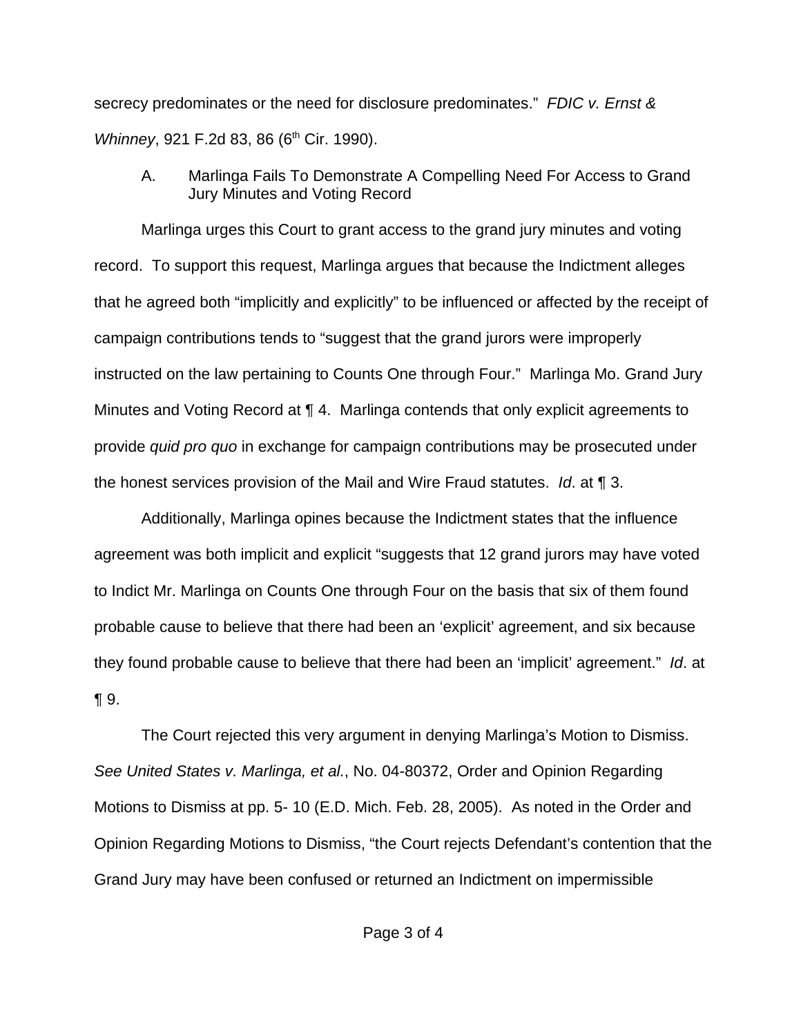secrecy predominates or the need for disclosure predominates." *FDIC v. Ernst & Whinney*, 921 F.2d 83, 86 (6th Cir. 1990).

### A. Marlinga Fails To Demonstrate A Compelling Need For Access to Grand Jury Minutes and Voting Record

Marlinga urges this Court to grant access to the grand jury minutes and voting record. To support this request, Marlinga argues that because the Indictment alleges that he agreed both "implicitly and explicitly" to be influenced or affected by the receipt of campaign contributions tends to "suggest that the grand jurors were improperly instructed on the law pertaining to Counts One through Four." Marlinga Mo. Grand Jury Minutes and Voting Record at ¶ 4. Marlinga contends that only explicit agreements to provide *quid pro quo* in exchange for campaign contributions may be prosecuted under the honest services provision of the Mail and Wire Fraud statutes. *Id*. at ¶ 3.

Additionally, Marlinga opines because the Indictment states that the influence agreement was both implicit and explicit "suggests that 12 grand jurors may have voted to Indict Mr. Marlinga on Counts One through Four on the basis that six of them found probable cause to believe that there had been an 'explicit' agreement, and six because they found probable cause to believe that there had been an 'implicit' agreement." *Id*. at ¶ 9.

The Court rejected this very argument in denying Marlinga's Motion to Dismiss. *See United States v. Marlinga, et al.*, No. 04-80372, Order and Opinion Regarding Motions to Dismiss at pp. 5- 10 (E.D. Mich. Feb. 28, 2005). As noted in the Order and Opinion Regarding Motions to Dismiss, "the Court rejects Defendant's contention that the Grand Jury may have been confused or returned an Indictment on impermissible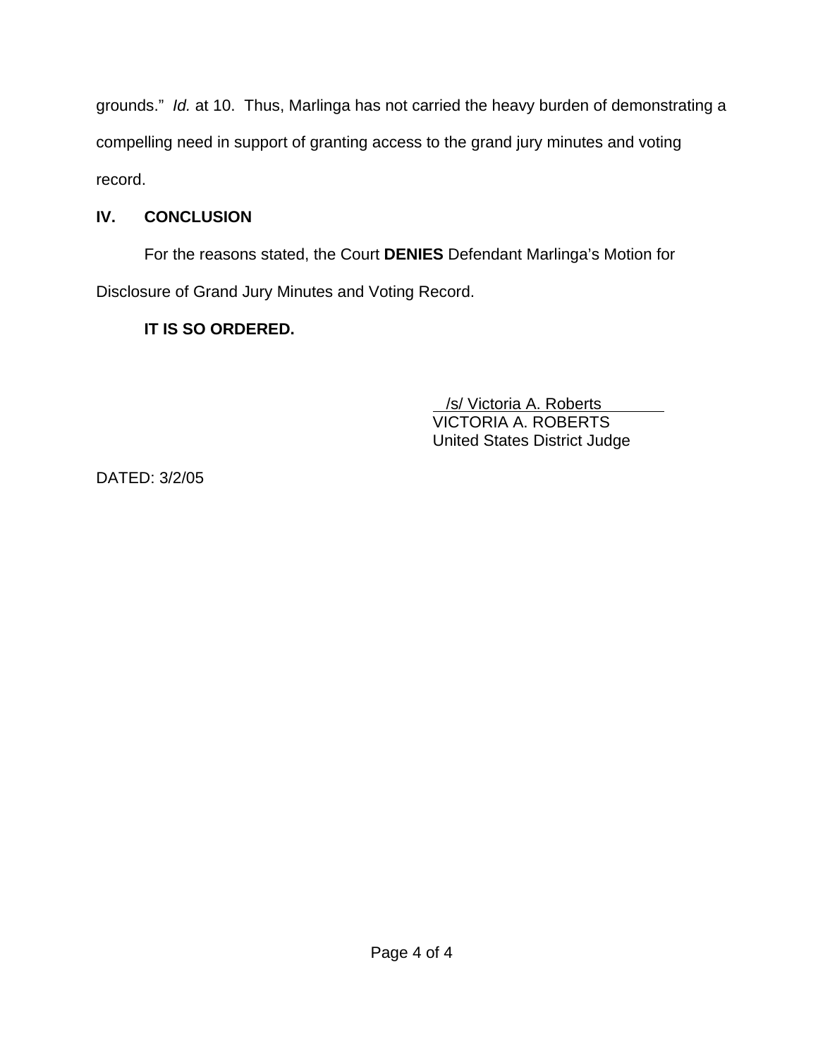grounds." *Id.* at 10. Thus, Marlinga has not carried the heavy burden of demonstrating a compelling need in support of granting access to the grand jury minutes and voting record.

## IV. CONCLUSION

For the reasons stated, the Court **DENIES** Defendant Marlinga's Motion for Disclosure of Grand Jury Minutes and Voting Record.

**IT IS SO ORDERED.**

/s/ Victoria A. Roberts
VICTORIA A. ROBERTS
United States District Judge

DATED: 3/2/05